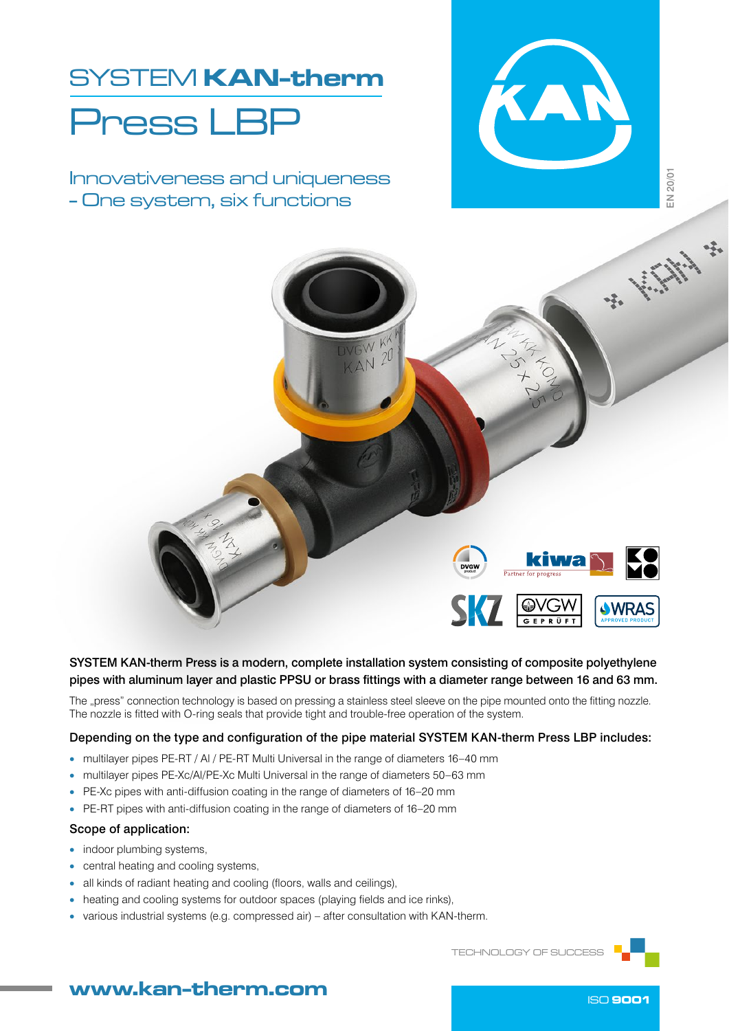# SYSTEM KAN-therm

# Press LBP

## Innovativeness and uniqueness – One system, six functions

EN 20/01

**SYSTEM KAN-therm Press is a modern, complete installation system consisting of composite polyethylene pipes with aluminum layer and plastic PPSU or brass fittings with a diameter range between 16 and 63 mm.**

The „press" connection technology is based on pressing a stainless steel sleeve on the pipe mounted onto the fitting nozzle. The nozzle is fitted with O-ring seals that provide tight and trouble-free operation of the system.

### Depending on the type and configuration of the pipe material SYSTEM KAN-therm Press LBP includes:

- multilayer pipes PE-RT / Al / PE-RT Multi Universal in the range of diameters 16–40 mm
- multilayer pipes PE-Xc/Al/PE-Xc Multi Universal in the range of diameters 50–63 mm
- PE-Xc pipes with anti-diffusion coating in the range of diameters of 16–20 mm
- PE-RT pipes with anti-diffusion coating in the range of diameters of 16–20 mm

### Scope of application:

- indoor plumbing systems,
- central heating and cooling systems,
- all kinds of radiant heating and cooling (floors, walls and ceilings),
- heating and cooling systems for outdoor spaces (playing fields and ice rinks),
- various industrial systems (e.g. compressed air) – after consultation with KAN-therm.

TECHNOLOGY OF SUCCESS

**www.kan-therm.com**

ISO **9001**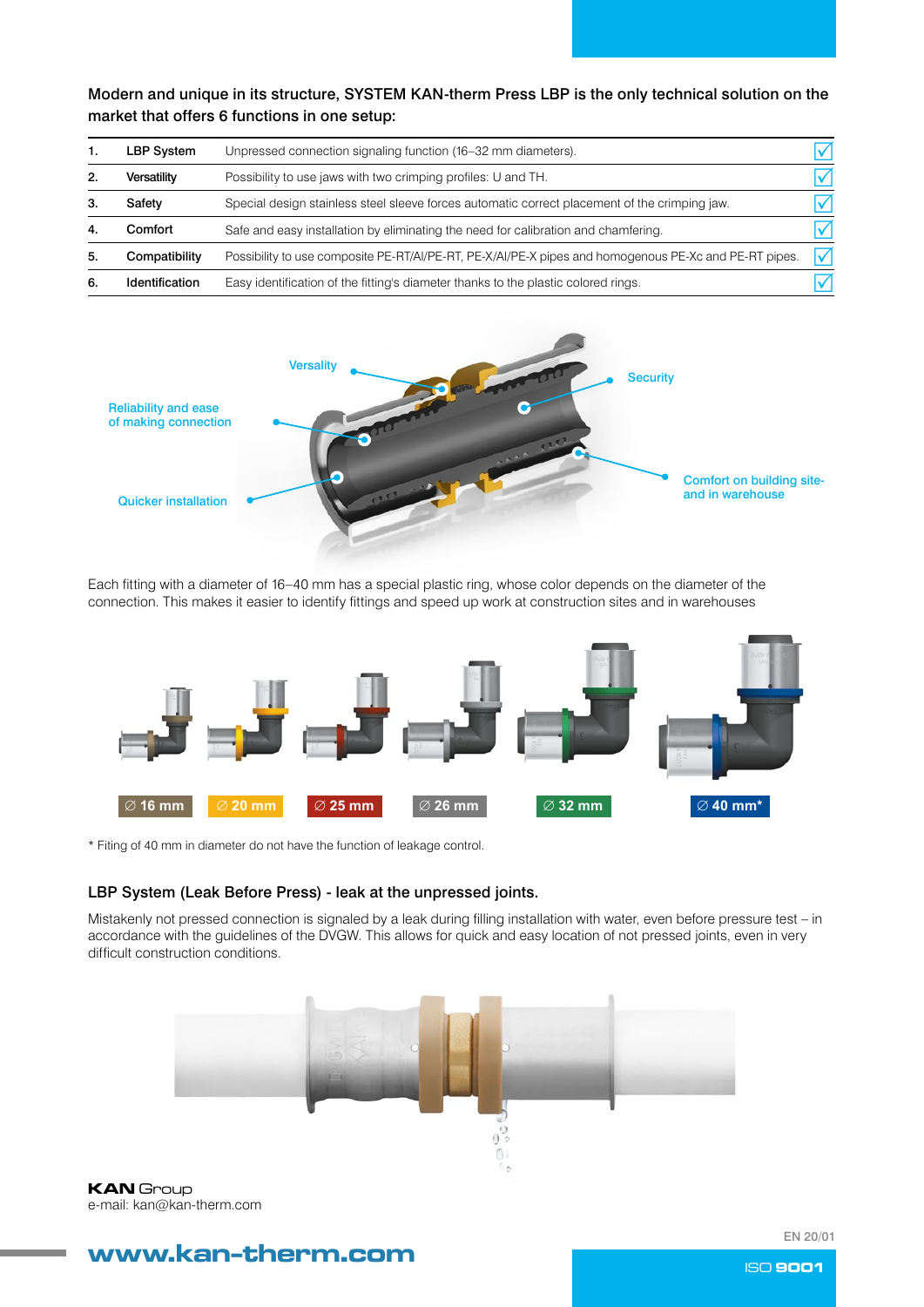Modern and unique in its structure, SYSTEM KAN-therm Press LBP is the only technical solution on the market that offers 6 functions in one setup:

| | | | |
|---|---|---|---|
| 1. | LBP System | Unpressed connection signaling function (16–32 mm diameters). | ☑ |
| 2. | Versatility | Possibility to use jaws with two crimping profiles: U and TH. | ☑ |
| 3. | Safety | Special design stainless steel sleeve forces automatic correct placement of the crimping jaw. | ☑ |
| 4. | Comfort | Safe and easy installation by eliminating the need for calibration and chamfering. | ☑ |
| 5. | Compatibility | Possibility to use composite PE-RT/Al/PE-RT, PE-X/Al/PE-X pipes and homogenous PE-Xc and PE-RT pipes. | ☑ |
| 6. | Identification | Easy identification of the fitting's diameter thanks to the plastic colored rings. | ☑ |

Versality

Security

Reliability and ease of making connection

Quicker installation

Comfort on building site- and in warehouse

Each fitting with a diameter of 16–40 mm has a special plastic ring, whose color depends on the diameter of the connection. This makes it easier to identify fittings and speed up work at construction sites and in warehouses

∅ 16 mm ∅ 20 mm ∅ 25 mm ∅ 26 mm ∅ 32 mm ∅ 40 mm*

\* Fitting of 40 mm in diameter do not have the function of leakage control.

### LBP System (Leak Before Press) - leak at the unpressed joints.

Mistakenly not pressed connection is signaled by a leak during filling installation with water, even before pressure test – in accordance with the guidelines of the DVGW. This allows for quick and easy location of not pressed joints, even in very difficult construction conditions.

**KAN** Group
e-mail: kan@kan-therm.com

www.kan-therm.com

EN 20/01

ISO 9001